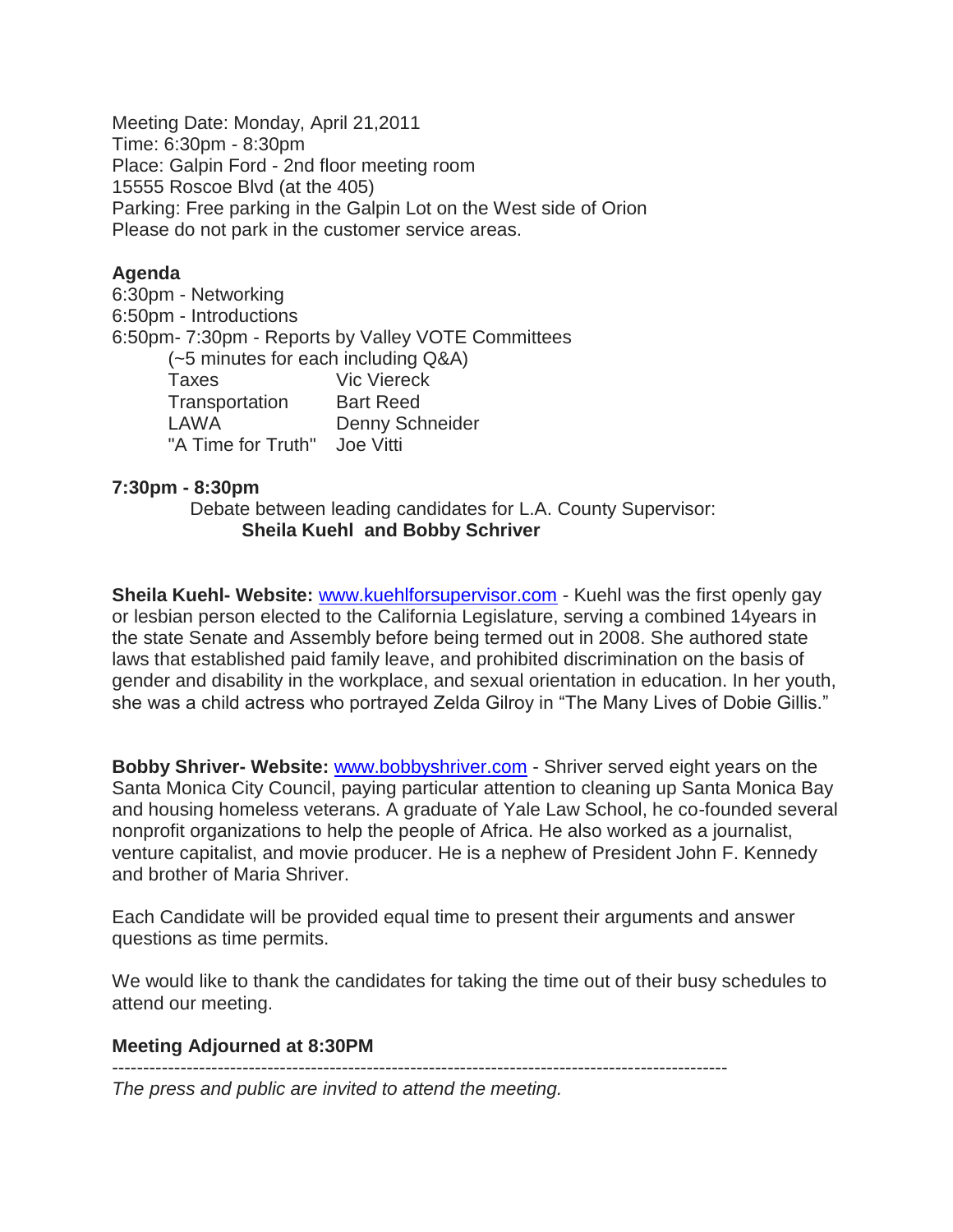Meeting Date: Monday, April 21,2011
Time: 6:30pm - 8:30pm
Place: Galpin Ford - 2nd floor meeting room
15555 Roscoe Blvd (at the 405)
Parking: Free parking in the Galpin Lot on the West side of Orion
Please do not park in the customer service areas.

**Agenda**

6:30pm - Networking
6:50pm - Introductions
6:50pm- 7:30pm - Reports by Valley VOTE Committees
(~5 minutes for each including Q&A)

| | |
|---|---|
| Taxes | Vic Viereck |
| Transportation | Bart Reed |
| LAWA | Denny Schneider |
| "A Time for Truth" | Joe Vitti |

**7:30pm - 8:30pm**

Debate between leading candidates for L.A. County Supervisor:
**Sheila Kuehl and Bobby Schriver**

**Sheila Kuehl- Website:** www.kuehlforsupervisor.com - Kuehl was the first openly gay or lesbian person elected to the California Legislature, serving a combined 14years in the state Senate and Assembly before being termed out in 2008. She authored state laws that established paid family leave, and prohibited discrimination on the basis of gender and disability in the workplace, and sexual orientation in education. In her youth, she was a child actress who portrayed Zelda Gilroy in "The Many Lives of Dobie Gillis."

**Bobby Shriver- Website:** www.bobbyshriver.com - Shriver served eight years on the Santa Monica City Council, paying particular attention to cleaning up Santa Monica Bay and housing homeless veterans. A graduate of Yale Law School, he co-founded several nonprofit organizations to help the people of Africa. He also worked as a journalist, venture capitalist, and movie producer. He is a nephew of President John F. Kennedy and brother of Maria Shriver.

Each Candidate will be provided equal time to present their arguments and answer questions as time permits.

We would like to thank the candidates for taking the time out of their busy schedules to attend our meeting.

**Meeting Adjourned at 8:30PM**

---

*The press and public are invited to attend the meeting.*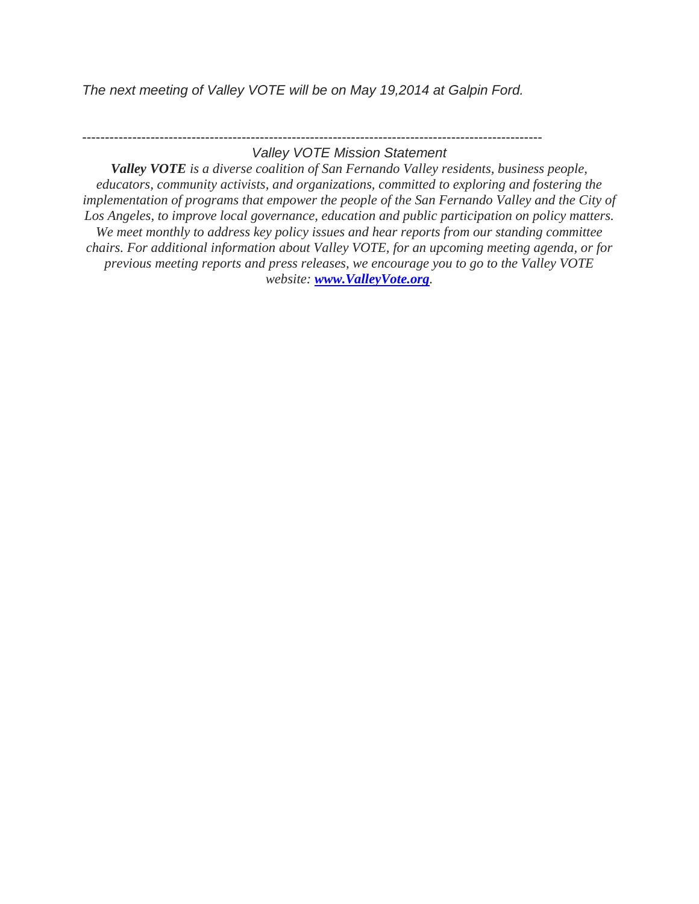*The next meeting of Valley VOTE will be on May 19,2014 at Galpin Ford.*

---

*Valley VOTE Mission Statement*

***Valley VOTE*** *is a diverse coalition of San Fernando Valley residents, business people, educators, community activists, and organizations, committed to exploring and fostering the implementation of programs that empower the people of the San Fernando Valley and the City of Los Angeles, to improve local governance, education and public participation on policy matters. We meet monthly to address key policy issues and hear reports from our standing committee chairs. For additional information about Valley VOTE, for an upcoming meeting agenda, or for previous meeting reports and press releases, we encourage you to go to the Valley VOTE website:* [***www.ValleyVote.org***](http://www.ValleyVote.org)*.*